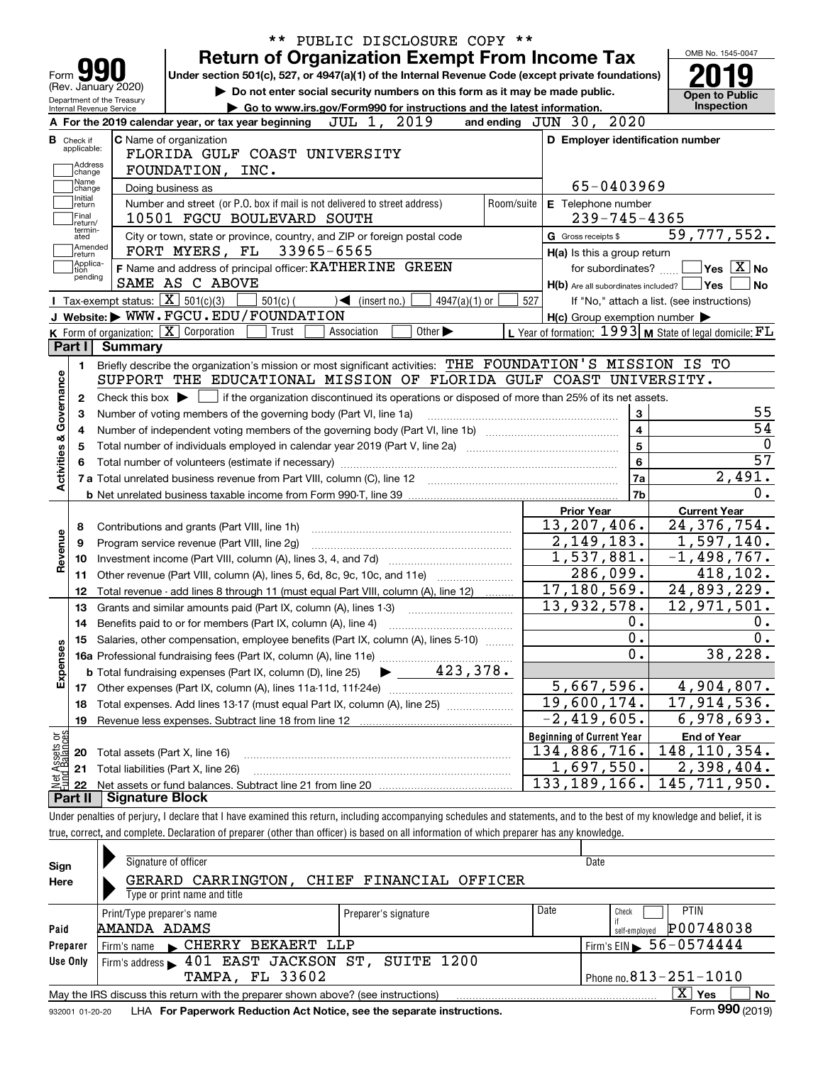\*\* PUBLIC DISCLOSURE COPY \*\*

# Form 990 — Return of Organization Exempt From Income Tax

Under section 501(c), 527, or 4947(a)(1) of the Internal Revenue Code (except private foundations)

▶ Do not enter social security numbers on this form as it may be made public.

▶ Go to www.irs.gov/Form990 for instructions and the latest information.

Form 990 (Rev. January 2020) Department of the Treasury Internal Revenue Service

OMB No. 1545-0047 — **2019** — Open to Public Inspection

**A** For the 2019 calendar year, or tax year beginning JUL 1, 2019 and ending JUN 30, 2020

**B** Check if applicable: Address change, Name change, Initial return, Final return/terminated, Amended return, Application pending

**C** Name of organization: FLORIDA GULF COAST UNIVERSITY FOUNDATION, INC.

Doing business as

Number and street (or P.O. box if mail is not delivered to street address): 10501 FGCU BOULEVARD SOUTH — Room/suite

City or town, state or province, country, and ZIP or foreign postal code: FORT MYERS, FL 33965-6565

**D** Employer identification number: 65-0403969

**E** Telephone number: 239-745-4365

**G** Gross receipts $ 59,777,552.

**F** Name and address of principal officer: KATHERINE GREEN, SAME AS C ABOVE

**H(a)** Is this a group return for subordinates? ☐ Yes ☒ No

**H(b)** Are all subordinates included? ☐ Yes ☐ No — If "No," attach a list. (see instructions)

**H(c)** Group exemption number ▶

**I** Tax-exempt status: ☒ 501(c)(3) ☐ 501(c) ( ) ◀ (insert no.) ☐ 4947(a)(1) or ☐ 527

**J** Website: ▶ WWW.FGCU.EDU/FOUNDATION

**K** Form of organization: ☒ Corporation ☐ Trust ☐ Association ☐ Other ▶

**L** Year of formation: 1993 **M** State of legal domicile: FL

## Part I Summary

**Activities & Governance**

1 Briefly describe the organization's mission or most significant activities: THE FOUNDATION'S MISSION IS TO SUPPORT THE EDUCATIONAL MISSION OF FLORIDA GULF COAST UNIVERSITY.

2 Check this box ▶ ☐ if the organization discontinued its operations or disposed of more than 25% of its net assets.

| Line | Description | No. | Value |
|---|---|---|---|
| 3 | Number of voting members of the governing body (Part VI, line 1a) | 3 | 55 |
| 4 | Number of independent voting members of the governing body (Part VI, line 1b) | 4 | 54 |
| 5 | Total number of individuals employed in calendar year 2019 (Part V, line 2a) | 5 | 0 |
| 6 | Total number of volunteers (estimate if necessary) | 6 | 57 |
| 7a | Total unrelated business revenue from Part VIII, column (C), line 12 | 7a | 2,491. |
| 7b | Net unrelated business taxable income from Form 990-T, line 39 | 7b | 0. |

| Line | Description | Prior Year | Current Year |
|---|---|---|---|
| **Revenue** | | | |
| 8 | Contributions and grants (Part VIII, line 1h) | 13,207,406. | 24,376,754. |
| 9 | Program service revenue (Part VIII, line 2g) | 2,149,183. | 1,597,140. |
| 10 | Investment income (Part VIII, column (A), lines 3, 4, and 7d) | 1,537,881. | -1,498,767. |
| 11 | Other revenue (Part VIII, column (A), lines 5, 6d, 8c, 9c, 10c, and 11e) | 286,099. | 418,102. |
| 12 | Total revenue - add lines 8 through 11 (must equal Part VIII, column (A), line 12) | 17,180,569. | 24,893,229. |
| **Expenses** | | | |
| 13 | Grants and similar amounts paid (Part IX, column (A), lines 1-3) | 13,932,578. | 12,971,501. |
| 14 | Benefits paid to or for members (Part IX, column (A), line 4) | 0. | 0. |
| 15 | Salaries, other compensation, employee benefits (Part IX, column (A), lines 5-10) | 0. | 0. |
| 16a | Professional fundraising fees (Part IX, column (A), line 11e) | 0. | 38,228. |
| b | Total fundraising expenses (Part IX, column (D), line 25) ▶ 423,378. | | |
| 17 | Other expenses (Part IX, column (A), lines 11a-11d, 11f-24e) | 5,667,596. | 4,904,807. |
| 18 | Total expenses. Add lines 13-17 (must equal Part IX, column (A), line 25) | 19,600,174. | 17,914,536. |
| 19 | Revenue less expenses. Subtract line 18 from line 12 | -2,419,605. | 6,978,693. |

| Line | Net Assets or Fund Balances | Beginning of Current Year | End of Year |
|---|---|---|---|
| 20 | Total assets (Part X, line 16) | 134,886,716. | 148,110,354. |
| 21 | Total liabilities (Part X, line 26) | 1,697,550. | 2,398,404. |
| 22 | Net assets or fund balances. Subtract line 21 from line 20 | 133,189,166. | 145,711,950. |

## Part II Signature Block

Under penalties of perjury, I declare that I have examined this return, including accompanying schedules and statements, and to the best of my knowledge and belief, it is true, correct, and complete. Declaration of preparer (other than officer) is based on all information of which preparer has any knowledge.

**Sign Here**

Signature of officer — Date

GERARD CARRINGTON, CHIEF FINANCIAL OFFICER

Type or print name and title

**Paid Preparer Use Only**

| Print/Type preparer's name | Preparer's signature | Date | Check if self-employed | PTIN |
|---|---|---|---|---|
| AMANDA ADAMS | | | ☐ | P00748038 |

Firm's name ▶ CHERRY BEKAERT LLP — Firm's EIN ▶ 56-0574444

Firm's address ▶ 401 EAST JACKSON ST, SUITE 1200, TAMPA, FL 33602 — Phone no. 813-251-1010

May the IRS discuss this return with the preparer shown above? (see instructions) ☒ Yes ☐ No

932001 01-20-20 LHA For Paperwork Reduction Act Notice, see the separate instructions. Form 990 (2019)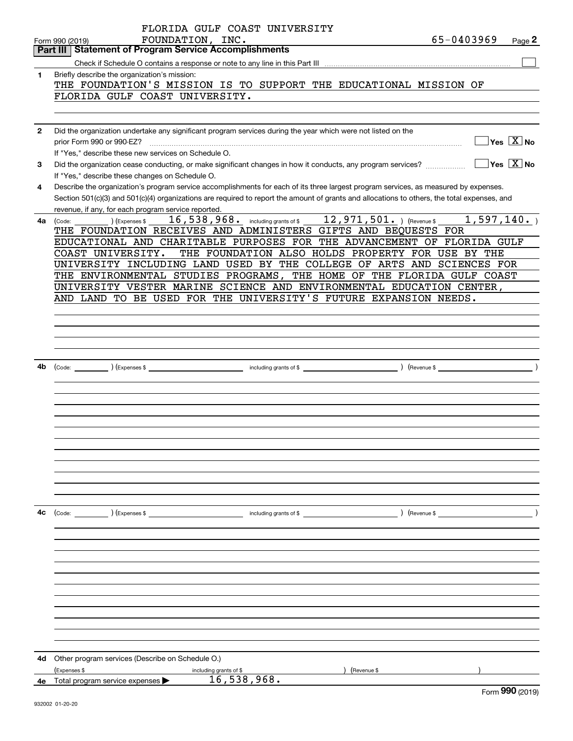FLORIDA GULF COAST UNIVERSITY FOUNDATION, INC. 65-0403969

Form 990 (2019) Page **2**

## Part III Statement of Program Service Accomplishments

Check if Schedule O contains a response or note to any line in this Part III ☐

**1** Briefly describe the organization's mission:

THE FOUNDATION'S MISSION IS TO SUPPORT THE EDUCATIONAL MISSION OF FLORIDA GULF COAST UNIVERSITY.

**2** Did the organization undertake any significant program services during the year which were not listed on the prior Form 990 or 990-EZ? ☐ Yes ☒ No

If "Yes," describe these new services on Schedule O.

**3** Did the organization cease conducting, or make significant changes in how it conducts, any program services? ☐ Yes ☒ No

If "Yes," describe these changes on Schedule O.

**4** Describe the organization's program service accomplishments for each of its three largest program services, as measured by expenses. Section 501(c)(3) and 501(c)(4) organizations are required to report the amount of grants and allocations to others, the total expenses, and revenue, if any, for each program service reported.

**4a** (Code: ) (Expenses $ 16,538,968. including grants of $ 12,971,501. ) (Revenue $ 1,597,140. )

THE FOUNDATION RECEIVES AND ADMINISTERS GIFTS AND BEQUESTS FOR EDUCATIONAL AND CHARITABLE PURPOSES FOR THE ADVANCEMENT OF FLORIDA GULF COAST UNIVERSITY. THE FOUNDATION ALSO HOLDS PROPERTY FOR USE BY THE UNIVERSITY INCLUDING LAND USED BY THE COLLEGE OF ARTS AND SCIENCES FOR THE ENVIRONMENTAL STUDIES PROGRAMS, THE HOME OF THE FLORIDA GULF COAST UNIVERSITY VESTER MARINE SCIENCE AND ENVIRONMENTAL EDUCATION CENTER, AND LAND TO BE USED FOR THE UNIVERSITY'S FUTURE EXPANSION NEEDS.

**4b** (Code: ) (Expenses $ including grants of $ ) (Revenue $ )

**4c** (Code: ) (Expenses $ including grants of $ ) (Revenue $ )

**4d** Other program services (Describe on Schedule O.)

(Expenses $ including grants of $ ) (Revenue $ )

**4e** Total program service expenses ▶ 16,538,968.

Form **990** (2019)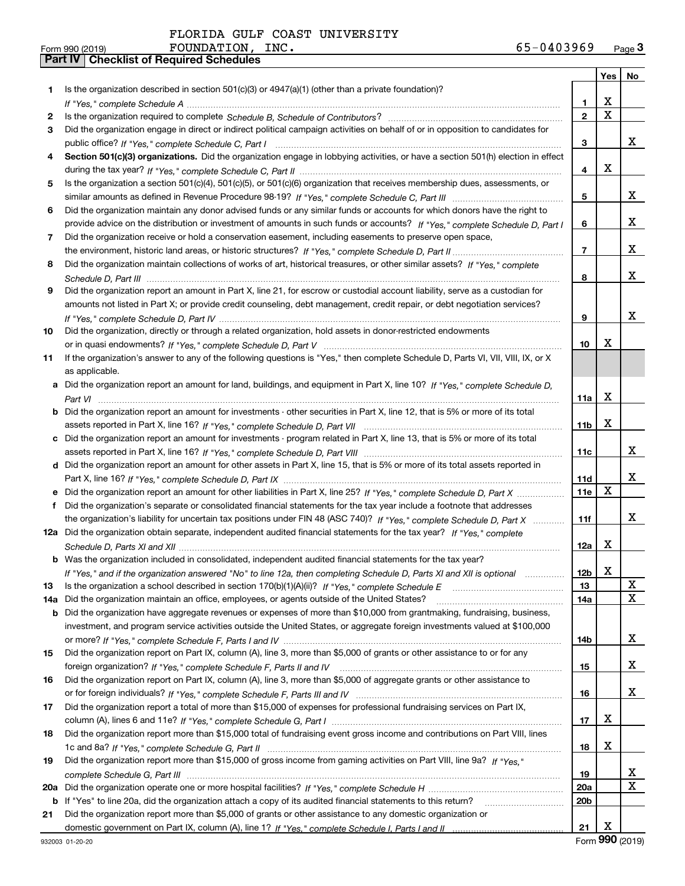FLORIDA GULF COAST UNIVERSITY

Form 990 (2019) FOUNDATION, INC. 65-0403969 Page **3**

## Part IV | Checklist of Required Schedules

| | | | Yes | No |
|---|---|---|---|---|
| **1** | Is the organization described in section 501(c)(3) or 4947(a)(1) (other than a private foundation)? *If "Yes," complete Schedule A* | **1** | X | |
| **2** | Is the organization required to complete *Schedule B, Schedule of Contributors*? | **2** | X | |
| **3** | Did the organization engage in direct or indirect political campaign activities on behalf of or in opposition to candidates for public office? *If "Yes," complete Schedule C, Part I* | **3** | | X |
| **4** | **Section 501(c)(3) organizations.** Did the organization engage in lobbying activities, or have a section 501(h) election in effect during the tax year? *If "Yes," complete Schedule C, Part II* | **4** | X | |
| **5** | Is the organization a section 501(c)(4), 501(c)(5), or 501(c)(6) organization that receives membership dues, assessments, or similar amounts as defined in Revenue Procedure 98-19? *If "Yes," complete Schedule C, Part III* | **5** | | X |
| **6** | Did the organization maintain any donor advised funds or any similar funds or accounts for which donors have the right to provide advice on the distribution or investment of amounts in such funds or accounts? *If "Yes," complete Schedule D, Part I* | **6** | | X |
| **7** | Did the organization receive or hold a conservation easement, including easements to preserve open space, the environment, historic land areas, or historic structures? *If "Yes," complete Schedule D, Part II* | **7** | | X |
| **8** | Did the organization maintain collections of works of art, historical treasures, or other similar assets? *If "Yes," complete Schedule D, Part III* | **8** | | X |
| **9** | Did the organization report an amount in Part X, line 21, for escrow or custodial account liability, serve as a custodian for amounts not listed in Part X; or provide credit counseling, debt management, credit repair, or debt negotiation services? *If "Yes," complete Schedule D, Part IV* | **9** | | X |
| **10** | Did the organization, directly or through a related organization, hold assets in donor-restricted endowments or in quasi endowments? *If "Yes," complete Schedule D, Part V* | **10** | X | |
| **11** | If the organization's answer to any of the following questions is "Yes," then complete Schedule D, Parts VI, VII, VIII, IX, or X as applicable. | | | |
| **a** | Did the organization report an amount for land, buildings, and equipment in Part X, line 10? *If "Yes," complete Schedule D, Part VI* | **11a** | X | |
| **b** | Did the organization report an amount for investments - other securities in Part X, line 12, that is 5% or more of its total assets reported in Part X, line 16? *If "Yes," complete Schedule D, Part VII* | **11b** | X | |
| **c** | Did the organization report an amount for investments - program related in Part X, line 13, that is 5% or more of its total assets reported in Part X, line 16? *If "Yes," complete Schedule D, Part VIII* | **11c** | | X |
| **d** | Did the organization report an amount for other assets in Part X, line 15, that is 5% or more of its total assets reported in Part X, line 16? *If "Yes," complete Schedule D, Part IX* | **11d** | | X |
| **e** | Did the organization report an amount for other liabilities in Part X, line 25? *If "Yes," complete Schedule D, Part X* | **11e** | X | |
| **f** | Did the organization's separate or consolidated financial statements for the tax year include a footnote that addresses the organization's liability for uncertain tax positions under FIN 48 (ASC 740)? *If "Yes," complete Schedule D, Part X* | **11f** | | X |
| **12a** | Did the organization obtain separate, independent audited financial statements for the tax year? *If "Yes," complete Schedule D, Parts XI and XII* | **12a** | X | |
| **b** | Was the organization included in consolidated, independent audited financial statements for the tax year? *If "Yes," and if the organization answered "No" to line 12a, then completing Schedule D, Parts XI and XII is optional* | **12b** | X | |
| **13** | Is the organization a school described in section 170(b)(1)(A)(ii)? *If "Yes," complete Schedule E* | **13** | | X |
| **14a** | Did the organization maintain an office, employees, or agents outside of the United States? | **14a** | | X |
| **b** | Did the organization have aggregate revenues or expenses of more than $10,000 from grantmaking, fundraising, business, investment, and program service activities outside the United States, or aggregate foreign investments valued at $100,000 or more? *If "Yes," complete Schedule F, Parts I and IV* | **14b** | | X |
| **15** | Did the organization report on Part IX, column (A), line 3, more than $5,000 of grants or other assistance to or for any foreign organization? *If "Yes," complete Schedule F, Parts II and IV* | **15** | | X |
| **16** | Did the organization report on Part IX, column (A), line 3, more than $5,000 of aggregate grants or other assistance to or for foreign individuals? *If "Yes," complete Schedule F, Parts III and IV* | **16** | | X |
| **17** | Did the organization report a total of more than $15,000 of expenses for professional fundraising services on Part IX, column (A), lines 6 and 11e? *If "Yes," complete Schedule G, Part I* | **17** | X | |
| **18** | Did the organization report more than $15,000 total of fundraising event gross income and contributions on Part VIII, lines 1c and 8a? *If "Yes," complete Schedule G, Part II* | **18** | X | |
| **19** | Did the organization report more than $15,000 of gross income from gaming activities on Part VIII, line 9a? *If "Yes," complete Schedule G, Part III* | **19** | | X |
| **20a** | Did the organization operate one or more hospital facilities? *If "Yes," complete Schedule H* | **20a** | | X |
| **b** | If "Yes" to line 20a, did the organization attach a copy of its audited financial statements to this return? | **20b** | | |
| **21** | Did the organization report more than $5,000 of grants or other assistance to any domestic organization or domestic government on Part IX, column (A), line 1? *If "Yes," complete Schedule I, Parts I and II* | **21** | X | |

932003 01-20-20 Form **990** (2019)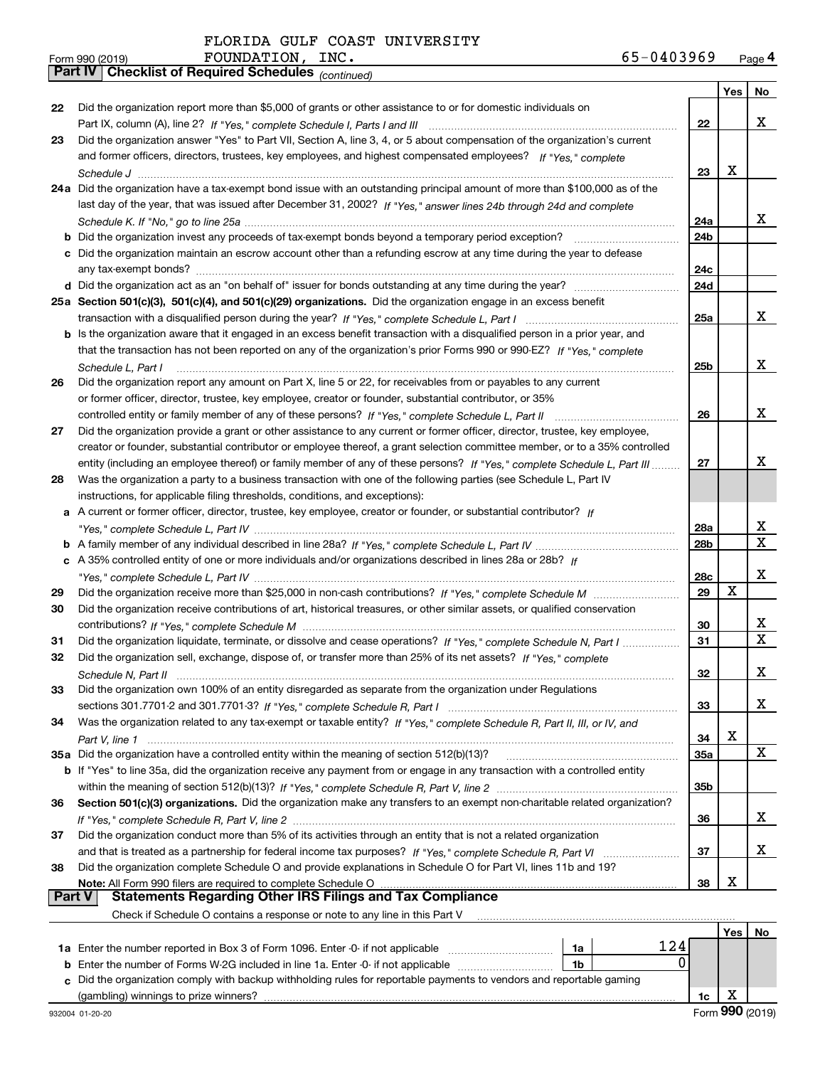FLORIDA GULF COAST UNIVERSITY
Form 990 (2019) FOUNDATION, INC. 65-0403969 Page 4

**Part IV | Checklist of Required Schedules** *(continued)*

| | | | Yes | No |
|---|---|---|---|---|
| 22 | Did the organization report more than $5,000 of grants or other assistance to or for domestic individuals on Part IX, column (A), line 2? *If "Yes," complete Schedule I, Parts I and III* | 22 | | X |
| 23 | Did the organization answer "Yes" to Part VII, Section A, line 3, 4, or 5 about compensation of the organization's current and former officers, directors, trustees, key employees, and highest compensated employees? *If "Yes," complete Schedule J* | 23 | X | |
| 24a | Did the organization have a tax-exempt bond issue with an outstanding principal amount of more than $100,000 as of the last day of the year, that was issued after December 31, 2002? *If "Yes," answer lines 24b through 24d and complete Schedule K. If "No," go to line 25a* | 24a | | X |
| b | Did the organization invest any proceeds of tax-exempt bonds beyond a temporary period exception? | 24b | | |
| c | Did the organization maintain an escrow account other than a refunding escrow at any time during the year to defease any tax-exempt bonds? | 24c | | |
| d | Did the organization act as an "on behalf of" issuer for bonds outstanding at any time during the year? | 24d | | |
| 25a | **Section 501(c)(3), 501(c)(4), and 501(c)(29) organizations.** Did the organization engage in an excess benefit transaction with a disqualified person during the year? *If "Yes," complete Schedule L, Part I* | 25a | | X |
| b | Is the organization aware that it engaged in an excess benefit transaction with a disqualified person in a prior year, and that the transaction has not been reported on any of the organization's prior Forms 990 or 990-EZ? *If "Yes," complete Schedule L, Part I* | 25b | | X |
| 26 | Did the organization report any amount on Part X, line 5 or 22, for receivables from or payables to any current or former officer, director, trustee, key employee, creator or founder, substantial contributor, or 35% controlled entity or family member of any of these persons? *If "Yes," complete Schedule L, Part II* | 26 | | X |
| 27 | Did the organization provide a grant or other assistance to any current or former officer, director, trustee, key employee, creator or founder, substantial contributor or employee thereof, a grant selection committee member, or to a 35% controlled entity (including an employee thereof) or family member of any of these persons? *If "Yes," complete Schedule L, Part III* | 27 | | X |
| 28 | Was the organization a party to a business transaction with one of the following parties (see Schedule L, Part IV instructions, for applicable filing thresholds, conditions, and exceptions): | | | |
| a | A current or former officer, director, trustee, key employee, creator or founder, or substantial contributor? *If "Yes," complete Schedule L, Part IV* | 28a | | X |
| b | A family member of any individual described in line 28a? *If "Yes," complete Schedule L, Part IV* | 28b | | X |
| c | A 35% controlled entity of one or more individuals and/or organizations described in lines 28a or 28b? *If "Yes," complete Schedule L, Part IV* | 28c | | X |
| 29 | Did the organization receive more than $25,000 in non-cash contributions? *If "Yes," complete Schedule M* | 29 | X | |
| 30 | Did the organization receive contributions of art, historical treasures, or other similar assets, or qualified conservation contributions? *If "Yes," complete Schedule M* | 30 | | X |
| 31 | Did the organization liquidate, terminate, or dissolve and cease operations? *If "Yes," complete Schedule N, Part I* | 31 | | X |
| 32 | Did the organization sell, exchange, dispose of, or transfer more than 25% of its net assets? *If "Yes," complete Schedule N, Part II* | 32 | | X |
| 33 | Did the organization own 100% of an entity disregarded as separate from the organization under Regulations sections 301.7701-2 and 301.7701-3? *If "Yes," complete Schedule R, Part I* | 33 | | X |
| 34 | Was the organization related to any tax-exempt or taxable entity? *If "Yes," complete Schedule R, Part II, III, or IV, and Part V, line 1* | 34 | X | |
| 35a | Did the organization have a controlled entity within the meaning of section 512(b)(13)? | 35a | | X |
| b | If "Yes" to line 35a, did the organization receive any payment from or engage in any transaction with a controlled entity within the meaning of section 512(b)(13)? *If "Yes," complete Schedule R, Part V, line 2* | 35b | | |
| 36 | **Section 501(c)(3) organizations.** Did the organization make any transfers to an exempt non-charitable related organization? *If "Yes," complete Schedule R, Part V, line 2* | 36 | | X |
| 37 | Did the organization conduct more than 5% of its activities through an entity that is not a related organization and that is treated as a partnership for federal income tax purposes? *If "Yes," complete Schedule R, Part VI* | 37 | | X |
| 38 | Did the organization complete Schedule O and provide explanations in Schedule O for Part VI, lines 11b and 19? **Note:** All Form 990 filers are required to complete Schedule O | 38 | X | |

**Part V | Statements Regarding Other IRS Filings and Tax Compliance**

Check if Schedule O contains a response or note to any line in this Part V

| | | | | Yes | No |
|---|---|---|---|---|---|
| 1a | Enter the number reported in Box 3 of Form 1096. Enter -0- if not applicable | 1a | 124 | | |
| b | Enter the number of Forms W-2G included in line 1a. Enter -0- if not applicable | 1b | 0 | | |
| c | Did the organization comply with backup withholding rules for reportable payments to vendors and reportable gaming (gambling) winnings to prize winners? | | 1c | X | |

932004 01-20-20 Form **990** (2019)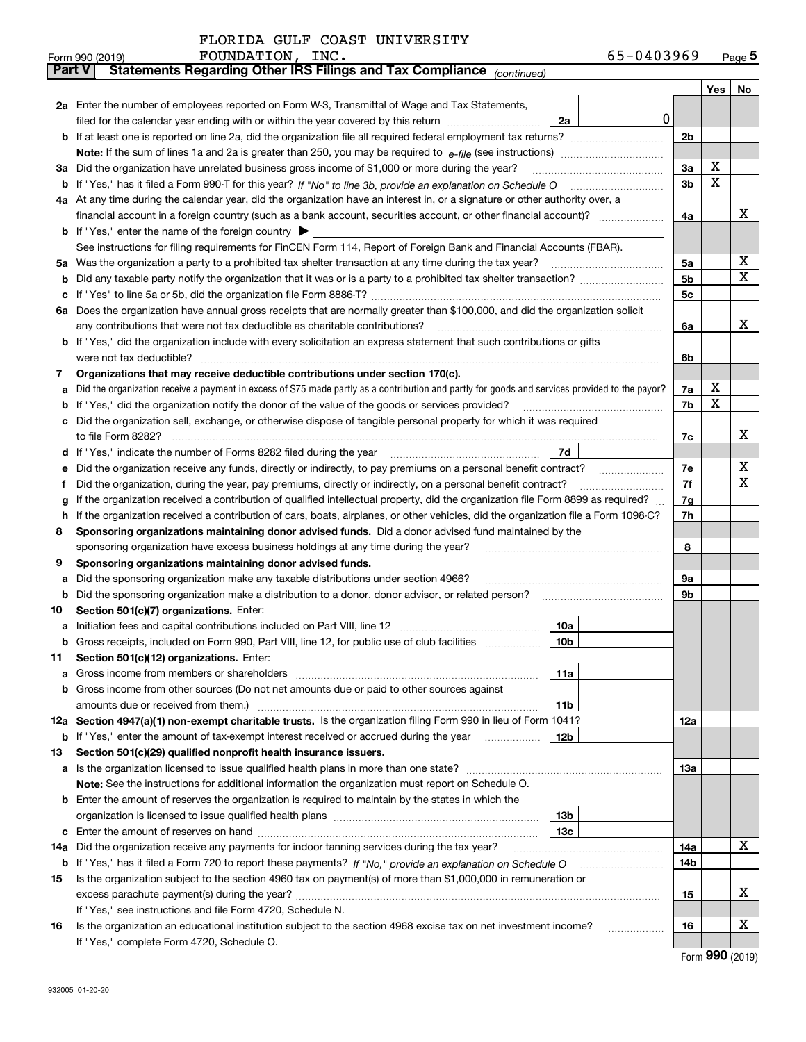FLORIDA GULF COAST UNIVERSITY
FOUNDATION, INC. 65-0403969

Form 990 (2019) Page **5**

**Part V Statements Regarding Other IRS Filings and Tax Compliance** *(continued)*

| | | | | Line | Yes | No |
|---|---|---|---|---|---|---|
| **2a** | Enter the number of employees reported on Form W-3, Transmittal of Wage and Tax Statements, filed for the calendar year ending with or within the year covered by this return | 2a | 0 | | | |
| **b** | If at least one is reported on line 2a, did the organization file all required federal employment tax returns? | | | 2b | | |
| | **Note:** If the sum of lines 1a and 2a is greater than 250, you may be required to *e-file* (see instructions) | | | | | |
| **3a** | Did the organization have unrelated business gross income of $1,000 or more during the year? | | | 3a | X | |
| **b** | If "Yes," has it filed a Form 990-T for this year? *If "No" to line 3b, provide an explanation on Schedule O* | | | 3b | X | |
| **4a** | At any time during the calendar year, did the organization have an interest in, or a signature or other authority over, a financial account in a foreign country (such as a bank account, securities account, or other financial account)? | | | 4a | | X |
| **b** | If "Yes," enter the name of the foreign country ▶ | | | | | |
| | See instructions for filing requirements for FinCEN Form 114, Report of Foreign Bank and Financial Accounts (FBAR). | | | | | |
| **5a** | Was the organization a party to a prohibited tax shelter transaction at any time during the tax year? | | | 5a | | X |
| **b** | Did any taxable party notify the organization that it was or is a party to a prohibited tax shelter transaction? | | | 5b | | X |
| **c** | If "Yes" to line 5a or 5b, did the organization file Form 8886-T? | | | 5c | | |
| **6a** | Does the organization have annual gross receipts that are normally greater than $100,000, and did the organization solicit any contributions that were not tax deductible as charitable contributions? | | | 6a | | X |
| **b** | If "Yes," did the organization include with every solicitation an express statement that such contributions or gifts were not tax deductible? | | | 6b | | |
| **7** | **Organizations that may receive deductible contributions under section 170(c).** | | | | | |
| **a** | Did the organization receive a payment in excess of $75 made partly as a contribution and partly for goods and services provided to the payor? | | | 7a | X | |
| **b** | If "Yes," did the organization notify the donor of the value of the goods or services provided? | | | 7b | X | |
| **c** | Did the organization sell, exchange, or otherwise dispose of tangible personal property for which it was required to file Form 8282? | | | 7c | | X |
| **d** | If "Yes," indicate the number of Forms 8282 filed during the year | 7d | | | | |
| **e** | Did the organization receive any funds, directly or indirectly, to pay premiums on a personal benefit contract? | | | 7e | | X |
| **f** | Did the organization, during the year, pay premiums, directly or indirectly, on a personal benefit contract? | | | 7f | | X |
| **g** | If the organization received a contribution of qualified intellectual property, did the organization file Form 8899 as required? | | | 7g | | |
| **h** | If the organization received a contribution of cars, boats, airplanes, or other vehicles, did the organization file a Form 1098-C? | | | 7h | | |
| **8** | **Sponsoring organizations maintaining donor advised funds.** Did a donor advised fund maintained by the sponsoring organization have excess business holdings at any time during the year? | | | 8 | | |
| **9** | **Sponsoring organizations maintaining donor advised funds.** | | | | | |
| **a** | Did the sponsoring organization make any taxable distributions under section 4966? | | | 9a | | |
| **b** | Did the sponsoring organization make a distribution to a donor, donor advisor, or related person? | | | 9b | | |
| **10** | **Section 501(c)(7) organizations.** Enter: | | | | | |
| **a** | Initiation fees and capital contributions included on Part VIII, line 12 | 10a | | | | |
| **b** | Gross receipts, included on Form 990, Part VIII, line 12, for public use of club facilities | 10b | | | | |
| **11** | **Section 501(c)(12) organizations.** Enter: | | | | | |
| **a** | Gross income from members or shareholders | 11a | | | | |
| **b** | Gross income from other sources (Do not net amounts due or paid to other sources against amounts due or received from them.) | 11b | | | | |
| **12a** | **Section 4947(a)(1) non-exempt charitable trusts.** Is the organization filing Form 990 in lieu of Form 1041? | | | 12a | | |
| **b** | If "Yes," enter the amount of tax-exempt interest received or accrued during the year | 12b | | | | |
| **13** | **Section 501(c)(29) qualified nonprofit health insurance issuers.** | | | | | |
| **a** | Is the organization licensed to issue qualified health plans in more than one state? | | | 13a | | |
| | **Note:** See the instructions for additional information the organization must report on Schedule O. | | | | | |
| **b** | Enter the amount of reserves the organization is required to maintain by the states in which the organization is licensed to issue qualified health plans | 13b | | | | |
| **c** | Enter the amount of reserves on hand | 13c | | | | |
| **14a** | Did the organization receive any payments for indoor tanning services during the tax year? | | | 14a | | X |
| **b** | If "Yes," has it filed a Form 720 to report these payments? *If "No," provide an explanation on Schedule O* | | | 14b | | |
| **15** | Is the organization subject to the section 4960 tax on payment(s) of more than $1,000,000 in remuneration or excess parachute payment(s) during the year? | | | 15 | | X |
| | If "Yes," see instructions and file Form 4720, Schedule N. | | | | | |
| **16** | Is the organization an educational institution subject to the section 4968 excise tax on net investment income? | | | 16 | | X |
| | If "Yes," complete Form 4720, Schedule O. | | | | | |

Form **990** (2019)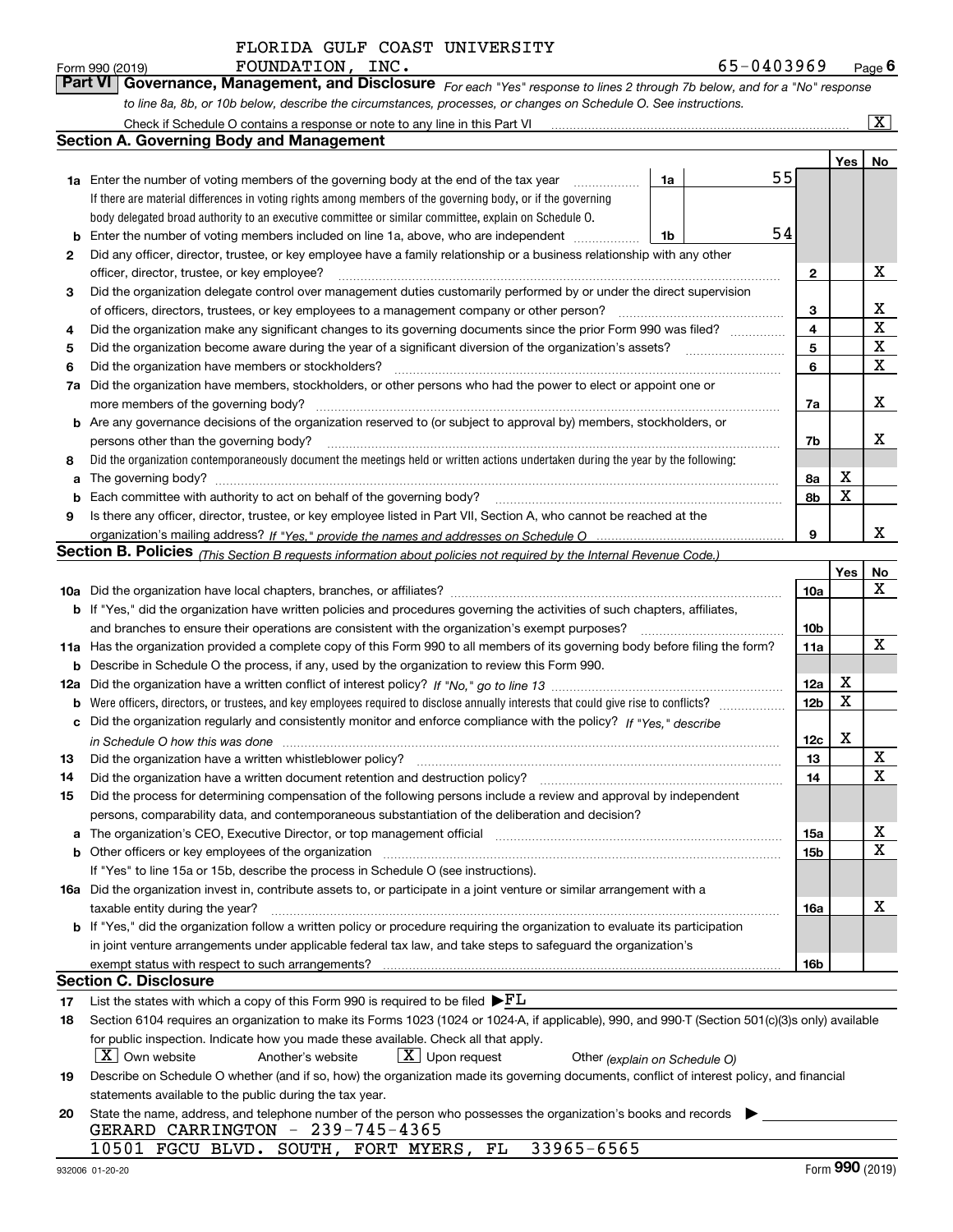FLORIDA GULF COAST UNIVERSITY

Form 990 (2019) FOUNDATION, INC. 65-0403969 Page 6

## Part VI Governance, Management, and Disclosure

*For each "Yes" response to lines 2 through 7b below, and for a "No" response to line 8a, 8b, or 10b below, describe the circumstances, processes, or changes on Schedule O. See instructions.*

Check if Schedule O contains a response or note to any line in this Part VI ..... [X]

### Section A. Governing Body and Management

| | | | | | Yes | No |
|---|---|---|---|---|---|---|
| 1a | Enter the number of voting members of the governing body at the end of the tax year | 1a | 55 | | | |
| | If there are material differences in voting rights among members of the governing body, or if the governing body delegated broad authority to an executive committee or similar committee, explain on Schedule O. | | | | | |
| b | Enter the number of voting members included on line 1a, above, who are independent | 1b | 54 | | | |
| 2 | Did any officer, director, trustee, or key employee have a family relationship or a business relationship with any other officer, director, trustee, or key employee? | | | 2 | | X |
| 3 | Did the organization delegate control over management duties customarily performed by or under the direct supervision of officers, directors, trustees, or key employees to a management company or other person? | | | 3 | | X |
| 4 | Did the organization make any significant changes to its governing documents since the prior Form 990 was filed? | | | 4 | | X |
| 5 | Did the organization become aware during the year of a significant diversion of the organization's assets? | | | 5 | | X |
| 6 | Did the organization have members or stockholders? | | | 6 | | X |
| 7a | Did the organization have members, stockholders, or other persons who had the power to elect or appoint one or more members of the governing body? | | | 7a | | X |
| b | Are any governance decisions of the organization reserved to (or subject to approval by) members, stockholders, or persons other than the governing body? | | | 7b | | X |
| 8 | Did the organization contemporaneously document the meetings held or written actions undertaken during the year by the following: | | | | | |
| a | The governing body? | | | 8a | X | |
| b | Each committee with authority to act on behalf of the governing body? | | | 8b | X | |
| 9 | Is there any officer, director, trustee, or key employee listed in Part VII, Section A, who cannot be reached at the organization's mailing address? *If "Yes," provide the names and addresses on Schedule O* | | | 9 | | X |

### Section B. Policies *(This Section B requests information about policies not required by the Internal Revenue Code.)*

| | | | Yes | No |
|---|---|---|---|---|
| 10a | Did the organization have local chapters, branches, or affiliates? | 10a | | X |
| b | If "Yes," did the organization have written policies and procedures governing the activities of such chapters, affiliates, and branches to ensure their operations are consistent with the organization's exempt purposes? | 10b | | |
| 11a | Has the organization provided a complete copy of this Form 990 to all members of its governing body before filing the form? | 11a | | X |
| b | Describe in Schedule O the process, if any, used by the organization to review this Form 990. | | | |
| 12a | Did the organization have a written conflict of interest policy? *If "No," go to line 13* | 12a | X | |
| b | Were officers, directors, or trustees, and key employees required to disclose annually interests that could give rise to conflicts? | 12b | X | |
| c | Did the organization regularly and consistently monitor and enforce compliance with the policy? *If "Yes," describe in Schedule O how this was done* | 12c | X | |
| 13 | Did the organization have a written whistleblower policy? | 13 | | X |
| 14 | Did the organization have a written document retention and destruction policy? | 14 | | X |
| 15 | Did the process for determining compensation of the following persons include a review and approval by independent persons, comparability data, and contemporaneous substantiation of the deliberation and decision? | | | |
| a | The organization's CEO, Executive Director, or top management official | 15a | | X |
| b | Other officers or key employees of the organization | 15b | | X |
| | If "Yes" to line 15a or 15b, describe the process in Schedule O (see instructions). | | | |
| 16a | Did the organization invest in, contribute assets to, or participate in a joint venture or similar arrangement with a taxable entity during the year? | 16a | | X |
| b | If "Yes," did the organization follow a written policy or procedure requiring the organization to evaluate its participation in joint venture arrangements under applicable federal tax law, and take steps to safeguard the organization's exempt status with respect to such arrangements? | 16b | | |

### Section C. Disclosure

17 List the states with which a copy of this Form 990 is required to be filed ▶FL

18 Section 6104 requires an organization to make its Forms 1023 (1024 or 1024-A, if applicable), 990, and 990-T (Section 501(c)(3)s only) available for public inspection. Indicate how you made these available. Check all that apply.

[X] Own website [ ] Another's website [X] Upon request [ ] Other *(explain on Schedule O)*

19 Describe on Schedule O whether (and if so, how) the organization made its governing documents, conflict of interest policy, and financial statements available to the public during the tax year.

20 State the name, address, and telephone number of the person who possesses the organization's books and records ▶

GERARD CARRINGTON - 239-745-4365

10501 FGCU BLVD. SOUTH, FORT MYERS, FL 33965-6565

932006 01-20-20 Form **990** (2019)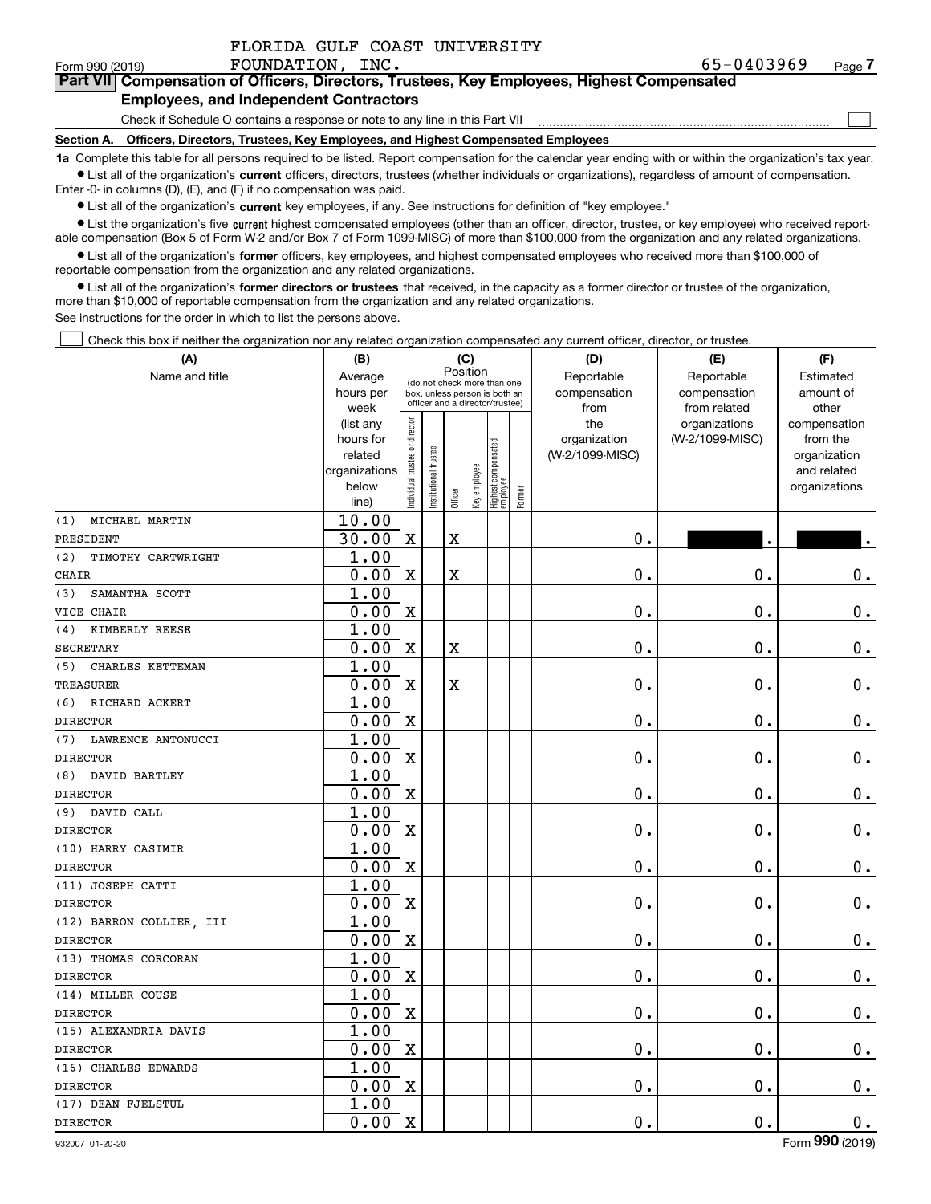FLORIDA GULF COAST UNIVERSITY
Form 990 (2019) FOUNDATION, INC. 65-0403969 Page 7

**Part VII Compensation of Officers, Directors, Trustees, Key Employees, Highest Compensated Employees, and Independent Contractors**

Check if Schedule O contains a response or note to any line in this Part VII ☐

**Section A. Officers, Directors, Trustees, Key Employees, and Highest Compensated Employees**

**1a** Complete this table for all persons required to be listed. Report compensation for the calendar year ending with or within the organization's tax year.

- List all of the organization's **current** officers, directors, trustees (whether individuals or organizations), regardless of amount of compensation. Enter -0- in columns (D), (E), and (F) if no compensation was paid.
- List all of the organization's **current** key employees, if any. See instructions for definition of "key employee."
- List the organization's five **current** highest compensated employees (other than an officer, director, trustee, or key employee) who received reportable compensation (Box 5 of Form W-2 and/or Box 7 of Form 1099-MISC) of more than $100,000 from the organization and any related organizations.
- List all of the organization's **former** officers, key employees, and highest compensated employees who received more than $100,000 of reportable compensation from the organization and any related organizations.
- List all of the organization's **former directors or trustees** that received, in the capacity as a former director or trustee of the organization, more than $10,000 of reportable compensation from the organization and any related organizations.

See instructions for the order in which to list the persons above.

☐ Check this box if neither the organization nor any related organization compensated any current officer, director, or trustee.

| (A) Name and title | (B) Average hours per week (list any hours for related organizations below line) | (C) Position: Individual trustee or director | Institutional trustee | Officer | Key employee | Highest compensated employee | Former | (D) Reportable compensation from the organization (W-2/1099-MISC) | (E) Reportable compensation from related organizations (W-2/1099-MISC) | (F) Estimated amount of other compensation from the organization and related organizations |
|---|---|---|---|---|---|---|---|---|---|---|
| (1) MICHAEL MARTIN<br>PRESIDENT | 10.00<br>30.00 | X | | X | | | | 0. | [REDACTED]. | [REDACTED]. |
| (2) TIMOTHY CARTWRIGHT<br>CHAIR | 1.00<br>0.00 | X | | X | | | | 0. | 0. | 0. |
| (3) SAMANTHA SCOTT<br>VICE CHAIR | 1.00<br>0.00 | X | | | | | | 0. | 0. | 0. |
| (4) KIMBERLY REESE<br>SECRETARY | 1.00<br>0.00 | X | | X | | | | 0. | 0. | 0. |
| (5) CHARLES KETTEMAN<br>TREASURER | 1.00<br>0.00 | X | | X | | | | 0. | 0. | 0. |
| (6) RICHARD ACKERT<br>DIRECTOR | 1.00<br>0.00 | X | | | | | | 0. | 0. | 0. |
| (7) LAWRENCE ANTONUCCI<br>DIRECTOR | 1.00<br>0.00 | X | | | | | | 0. | 0. | 0. |
| (8) DAVID BARTLEY<br>DIRECTOR | 1.00<br>0.00 | X | | | | | | 0. | 0. | 0. |
| (9) DAVID CALL<br>DIRECTOR | 1.00<br>0.00 | X | | | | | | 0. | 0. | 0. |
| (10) HARRY CASIMIR<br>DIRECTOR | 1.00<br>0.00 | X | | | | | | 0. | 0. | 0. |
| (11) JOSEPH CATTI<br>DIRECTOR | 1.00<br>0.00 | X | | | | | | 0. | 0. | 0. |
| (12) BARRON COLLIER, III<br>DIRECTOR | 1.00<br>0.00 | X | | | | | | 0. | 0. | 0. |
| (13) THOMAS CORCORAN<br>DIRECTOR | 1.00<br>0.00 | X | | | | | | 0. | 0. | 0. |
| (14) MILLER COUSE<br>DIRECTOR | 1.00<br>0.00 | X | | | | | | 0. | 0. | 0. |
| (15) ALEXANDRIA DAVIS<br>DIRECTOR | 1.00<br>0.00 | X | | | | | | 0. | 0. | 0. |
| (16) CHARLES EDWARDS<br>DIRECTOR | 1.00<br>0.00 | X | | | | | | 0. | 0. | 0. |
| (17) DEAN FJELSTUL<br>DIRECTOR | 1.00<br>0.00 | X | | | | | | 0. | 0. | 0. |

932007 01-20-20 Form 990 (2019)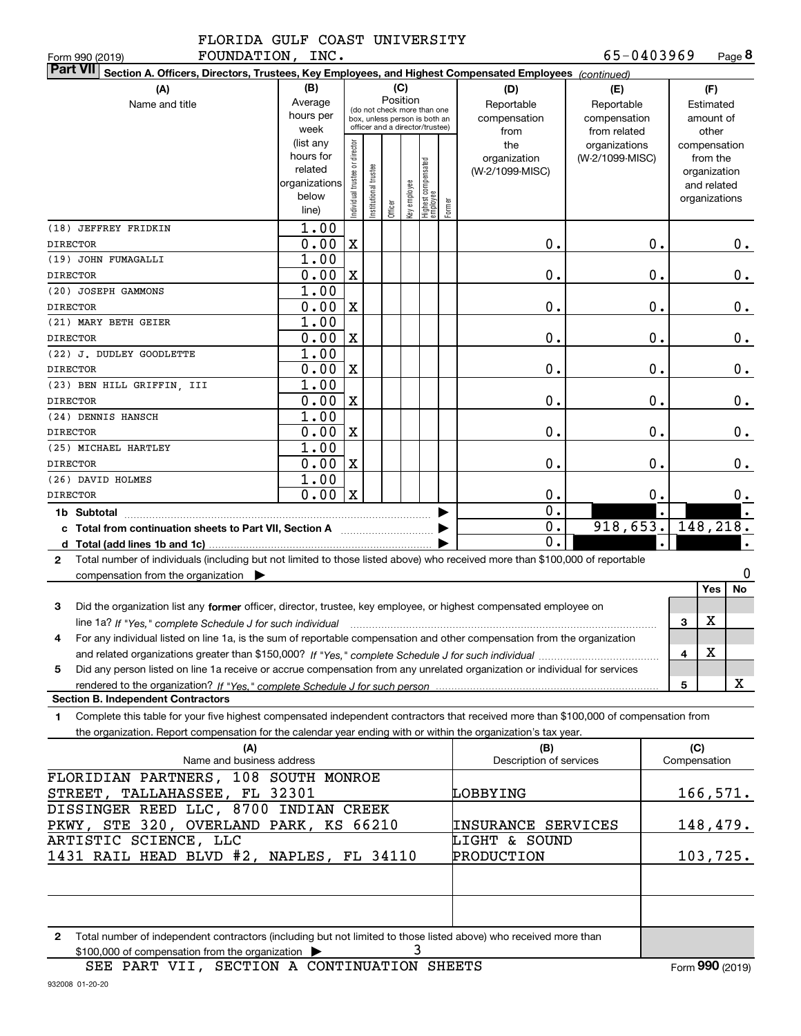FLORIDA GULF COAST UNIVERSITY FOUNDATION, INC. 65-0403969

Form 990 (2019) Page 8

**Part VII Section A. Officers, Directors, Trustees, Key Employees, and Highest Compensated Employees** *(continued)*

| (A) Name and title | (B) Average hours per week (list any hours for related organizations below line) | (C) Position: Individual trustee or director | Institutional trustee | Officer | Key employee | Highest compensated employee | Former | (D) Reportable compensation from the organization (W-2/1099-MISC) | (E) Reportable compensation from related organizations (W-2/1099-MISC) | (F) Estimated amount of other compensation from the organization and related organizations |
|---|---|---|---|---|---|---|---|---|---|---|
| (18) JEFFREY FRIDKIN<br>DIRECTOR | 1.00<br>0.00 | X | | | | | | 0. | 0. | 0. |
| (19) JOHN FUMAGALLI<br>DIRECTOR | 1.00<br>0.00 | X | | | | | | 0. | 0. | 0. |
| (20) JOSEPH GAMMONS<br>DIRECTOR | 1.00<br>0.00 | X | | | | | | 0. | 0. | 0. |
| (21) MARY BETH GEIER<br>DIRECTOR | 1.00<br>0.00 | X | | | | | | 0. | 0. | 0. |
| (22) J. DUDLEY GOODLETTE<br>DIRECTOR | 1.00<br>0.00 | X | | | | | | 0. | 0. | 0. |
| (23) BEN HILL GRIFFIN, III<br>DIRECTOR | 1.00<br>0.00 | X | | | | | | 0. | 0. | 0. |
| (24) DENNIS HANSCH<br>DIRECTOR | 1.00<br>0.00 | X | | | | | | 0. | 0. | 0. |
| (25) MICHAEL HARTLEY<br>DIRECTOR | 1.00<br>0.00 | X | | | | | | 0. | 0. | 0. |
| (26) DAVID HOLMES<br>DIRECTOR | 1.00<br>0.00 | X | | | | | | 0. | 0. | 0. |
| **1b Subtotal** | | | | | | | | 0. | . | . |
| **c Total from continuation sheets to Part VII, Section A** | | | | | | | | 0. | 918,653. | 148,218. |
| **d Total (add lines 1b and 1c)** | | | | | | | | 0. | . | . |

**2** Total number of individuals (including but not limited to those listed above) who received more than $100,000 of reportable compensation from the organization ▶ 0

| | | Yes | No |
|---|---|---|---|
| **3** Did the organization list any **former** officer, director, trustee, key employee, or highest compensated employee on line 1a? *If "Yes," complete Schedule J for such individual* | 3 | X | |
| **4** For any individual listed on line 1a, is the sum of reportable compensation and other compensation from the organization and related organizations greater than $150,000? *If "Yes," complete Schedule J for such individual* | 4 | X | |
| **5** Did any person listed on line 1a receive or accrue compensation from any unrelated organization or individual for services rendered to the organization? *If "Yes," complete Schedule J for such person* | 5 | | X |

**Section B. Independent Contractors**

**1** Complete this table for your five highest compensated independent contractors that received more than $100,000 of compensation from the organization. Report compensation for the calendar year ending with or within the organization's tax year.

| (A) Name and business address | (B) Description of services | (C) Compensation |
|---|---|---|
| FLORIDIAN PARTNERS, 108 SOUTH MONROE STREET, TALLAHASSEE, FL 32301 | LOBBYING | 166,571. |
| DISSINGER REED LLC, 8700 INDIAN CREEK PKWY, STE 320, OVERLAND PARK, KS 66210 | INSURANCE SERVICES | 148,479. |
| ARTISTIC SCIENCE, LLC<br>1431 RAIL HEAD BLVD #2, NAPLES, FL 34110 | LIGHT & SOUND PRODUCTION | 103,725. |
| | | |
| | | |

**2** Total number of independent contractors (including but not limited to those listed above) who received more than $100,000 of compensation from the organization ▶ 3

SEE PART VII, SECTION A CONTINUATION SHEETS

Form 990 (2019)

932008 01-20-20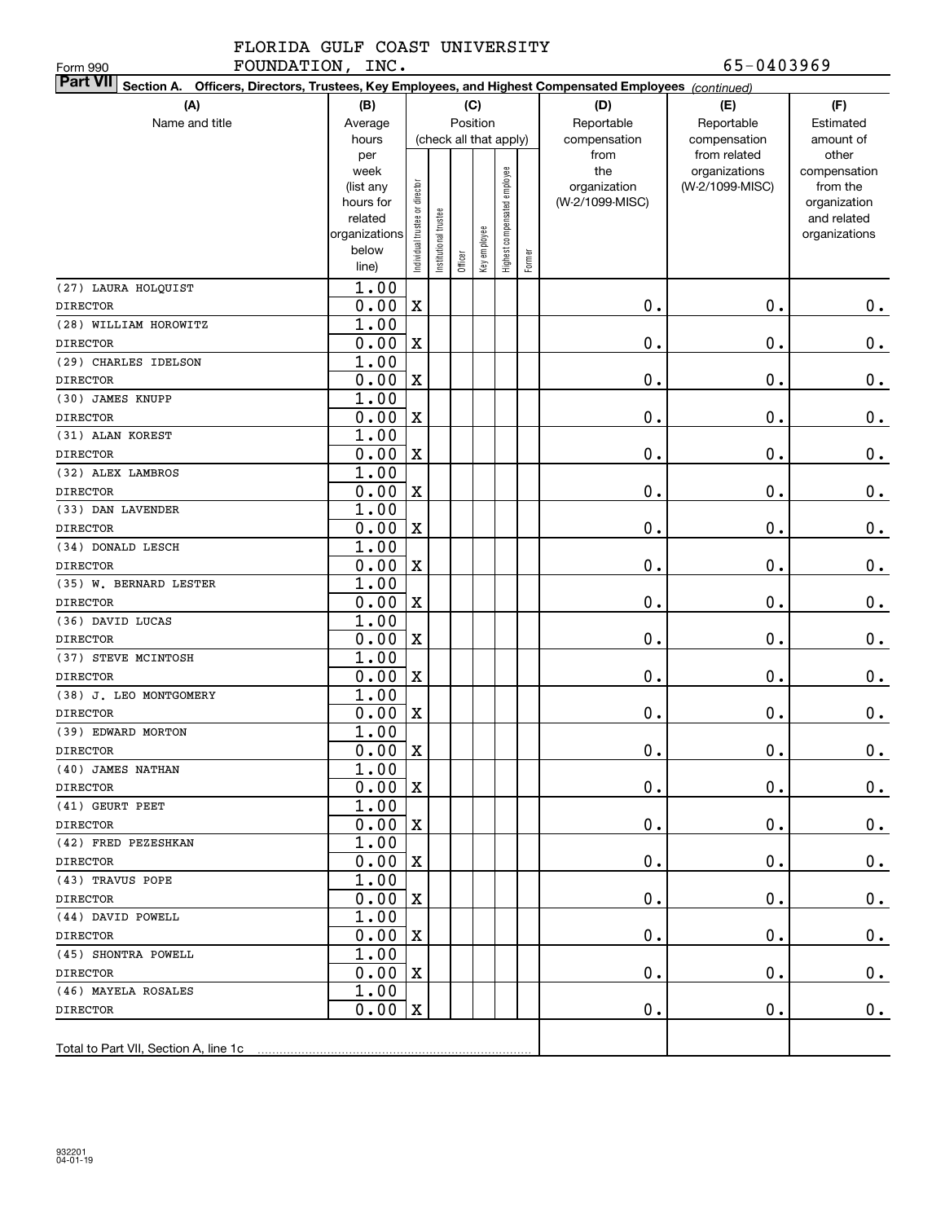FLORIDA GULF COAST UNIVERSITY
FOUNDATION, INC.

Form 990

65-0403969

**Part VII Section A. Officers, Directors, Trustees, Key Employees, and Highest Compensated Employees** *(continued)*

| (A) Name and title | (B) Average hours per week (list any hours for related organizations below line) | (C) Position (check all that apply): Individual trustee or director | Institutional trustee | Officer | Key employee | Highest compensated employee | Former | (D) Reportable compensation from the organization (W-2/1099-MISC) | (E) Reportable compensation from related organizations (W-2/1099-MISC) | (F) Estimated amount of other compensation from the organization and related organizations |
|---|---|---|---|---|---|---|---|---|---|---|
| (27) LAURA HOLQUIST<br>DIRECTOR | 1.00<br>0.00 | X | | | | | | 0. | 0. | 0. |
| (28) WILLIAM HOROWITZ<br>DIRECTOR | 1.00<br>0.00 | X | | | | | | 0. | 0. | 0. |
| (29) CHARLES IDELSON<br>DIRECTOR | 1.00<br>0.00 | X | | | | | | 0. | 0. | 0. |
| (30) JAMES KNUPP<br>DIRECTOR | 1.00<br>0.00 | X | | | | | | 0. | 0. | 0. |
| (31) ALAN KOREST<br>DIRECTOR | 1.00<br>0.00 | X | | | | | | 0. | 0. | 0. |
| (32) ALEX LAMBROS<br>DIRECTOR | 1.00<br>0.00 | X | | | | | | 0. | 0. | 0. |
| (33) DAN LAVENDER<br>DIRECTOR | 1.00<br>0.00 | X | | | | | | 0. | 0. | 0. |
| (34) DONALD LESCH<br>DIRECTOR | 1.00<br>0.00 | X | | | | | | 0. | 0. | 0. |
| (35) W. BERNARD LESTER<br>DIRECTOR | 1.00<br>0.00 | X | | | | | | 0. | 0. | 0. |
| (36) DAVID LUCAS<br>DIRECTOR | 1.00<br>0.00 | X | | | | | | 0. | 0. | 0. |
| (37) STEVE MCINTOSH<br>DIRECTOR | 1.00<br>0.00 | X | | | | | | 0. | 0. | 0. |
| (38) J. LEO MONTGOMERY<br>DIRECTOR | 1.00<br>0.00 | X | | | | | | 0. | 0. | 0. |
| (39) EDWARD MORTON<br>DIRECTOR | 1.00<br>0.00 | X | | | | | | 0. | 0. | 0. |
| (40) JAMES NATHAN<br>DIRECTOR | 1.00<br>0.00 | X | | | | | | 0. | 0. | 0. |
| (41) GEURT PEET<br>DIRECTOR | 1.00<br>0.00 | X | | | | | | 0. | 0. | 0. |
| (42) FRED PEZESHKAN<br>DIRECTOR | 1.00<br>0.00 | X | | | | | | 0. | 0. | 0. |
| (43) TRAVUS POPE<br>DIRECTOR | 1.00<br>0.00 | X | | | | | | 0. | 0. | 0. |
| (44) DAVID POWELL<br>DIRECTOR | 1.00<br>0.00 | X | | | | | | 0. | 0. | 0. |
| (45) SHONTRA POWELL<br>DIRECTOR | 1.00<br>0.00 | X | | | | | | 0. | 0. | 0. |
| (46) MAYELA ROSALES<br>DIRECTOR | 1.00<br>0.00 | X | | | | | | 0. | 0. | 0. |
| Total to Part VII, Section A, line 1c | | | | | | | | | | |

932201
04-01-19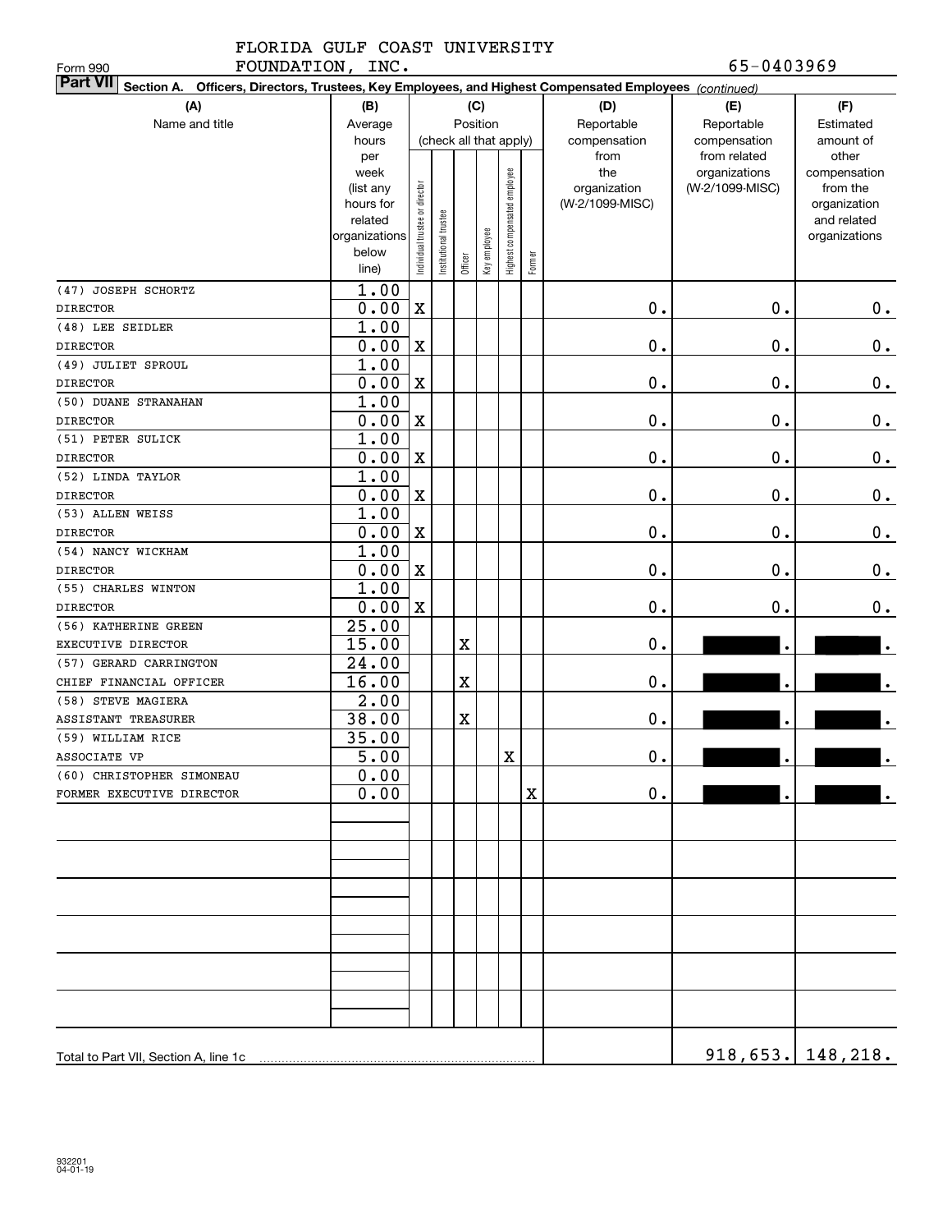FLORIDA GULF COAST UNIVERSITY FOUNDATION, INC. 65-0403969

Form 990

**Part VII** Section A. Officers, Directors, Trustees, Key Employees, and Highest Compensated Employees *(continued)*

| (A) Name and title | (B) Average hours per week (list any hours for related organizations below line) | (C) Position (check all that apply): Individual trustee or director | Institutional trustee | Officer | Key employee | Highest compensated employee | Former | (D) Reportable compensation from the organization (W-2/1099-MISC) | (E) Reportable compensation from related organizations (W-2/1099-MISC) | (F) Estimated amount of other compensation from the organization and related organizations |
|---|---|---|---|---|---|---|---|---|---|---|
| (47) JOSEPH SCHORTZ<br>DIRECTOR | 1.00<br>0.00 | X | | | | | | 0. | 0. | 0. |
| (48) LEE SEIDLER<br>DIRECTOR | 1.00<br>0.00 | X | | | | | | 0. | 0. | 0. |
| (49) JULIET SPROUL<br>DIRECTOR | 1.00<br>0.00 | X | | | | | | 0. | 0. | 0. |
| (50) DUANE STRANAHAN<br>DIRECTOR | 1.00<br>0.00 | X | | | | | | 0. | 0. | 0. |
| (51) PETER SULICK<br>DIRECTOR | 1.00<br>0.00 | X | | | | | | 0. | 0. | 0. |
| (52) LINDA TAYLOR<br>DIRECTOR | 1.00<br>0.00 | X | | | | | | 0. | 0. | 0. |
| (53) ALLEN WEISS<br>DIRECTOR | 1.00<br>0.00 | X | | | | | | 0. | 0. | 0. |
| (54) NANCY WICKHAM<br>DIRECTOR | 1.00<br>0.00 | X | | | | | | 0. | 0. | 0. |
| (55) CHARLES WINTON<br>DIRECTOR | 1.00<br>0.00 | X | | | | | | 0. | 0. | 0. |
| (56) KATHERINE GREEN<br>EXECUTIVE DIRECTOR | 25.00<br>15.00 | | | X | | | | 0. | . | . |
| (57) GERARD CARRINGTON<br>CHIEF FINANCIAL OFFICER | 24.00<br>16.00 | | | X | | | | 0. | . | . |
| (58) STEVE MAGIERA<br>ASSISTANT TREASURER | 2.00<br>38.00 | | | X | | | | 0. | . | . |
| (59) WILLIAM RICE<br>ASSOCIATE VP | 35.00<br>5.00 | | | | | X | | 0. | . | . |
| (60) CHRISTOPHER SIMONEAU<br>FORMER EXECUTIVE DIRECTOR | 0.00<br>0.00 | | | | | | X | 0. | . | . |
| Total to Part VII, Section A, line 1c | | | | | | | | | 918,653. | 148,218. |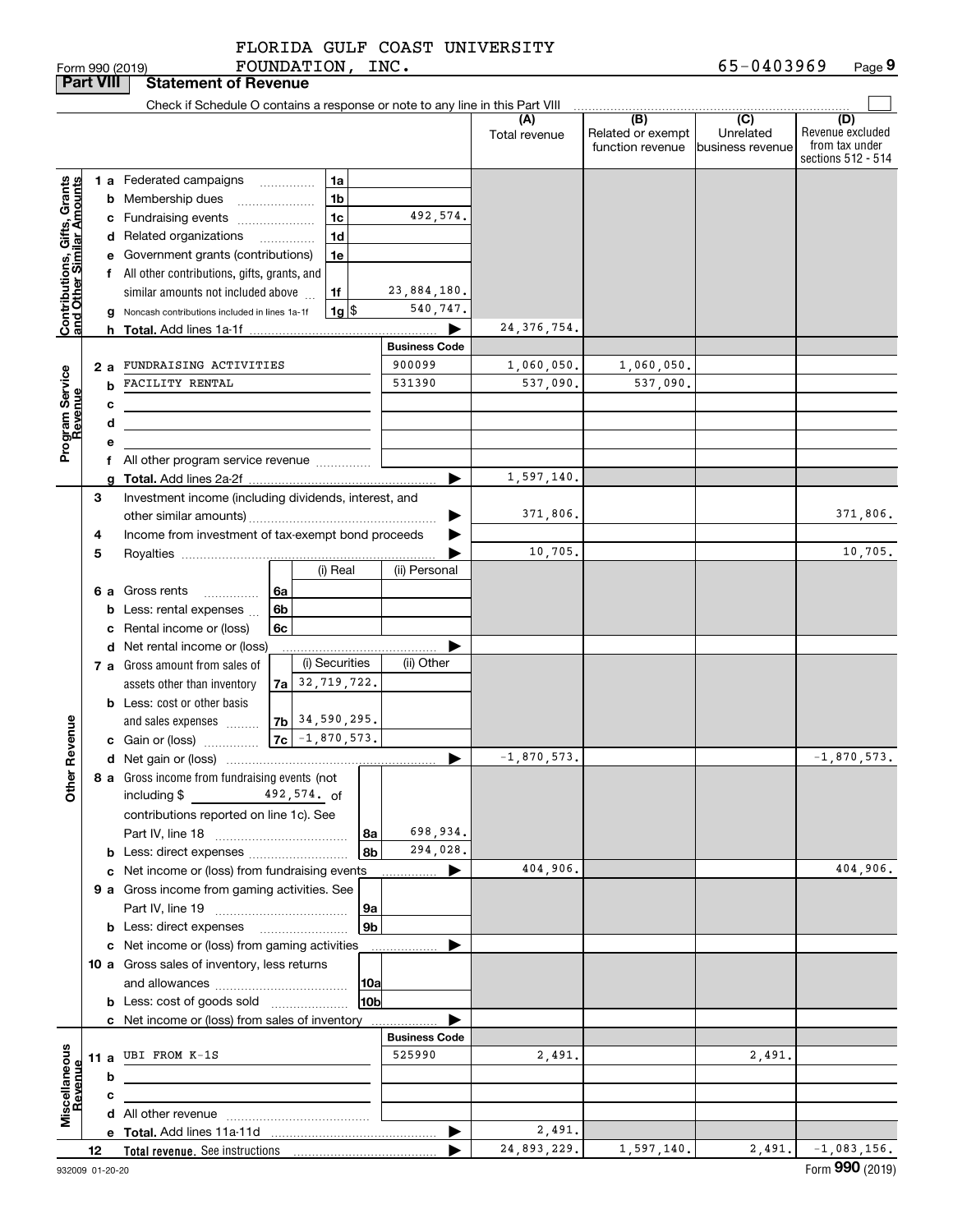FLORIDA GULF COAST UNIVERSITY FOUNDATION, INC. 65-0403969

Form 990 (2019)

## Part VIII Statement of Revenue

Check if Schedule O contains a response or note to any line in this Part VIII

| | | | (A) Total revenue | (B) Related or exempt function revenue | (C) Unrelated business revenue | (D) Revenue excluded from tax under sections 512 - 514 |
|---|---|---|---|---|---|---|
| **Contributions, Gifts, Grants and Other Similar Amounts** | | | | | | |
| 1 a | Federated campaigns 1a | | | | | |
| b | Membership dues 1b | | | | | |
| c | Fundraising events 1c | 492,574. | | | | |
| d | Related organizations 1d | | | | | |
| e | Government grants (contributions) 1e | | | | | |
| f | All other contributions, gifts, grants, and similar amounts not included above 1f | 23,884,180. | | | | |
| g | Noncash contributions included in lines 1a-1f 1g $ | 540,747. | | | | |
| h | **Total.** Add lines 1a-1f | | 24,376,754. | | | |
| **Program Service Revenue** | | **Business Code** | | | | |
| 2 a | FUNDRAISING ACTIVITIES | 900099 | 1,060,050. | 1,060,050. | | |
| b | FACILITY RENTAL | 531390 | 537,090. | 537,090. | | |
| c | | | | | | |
| d | | | | | | |
| e | | | | | | |
| f | All other program service revenue | | | | | |
| g | **Total.** Add lines 2a-2f | | 1,597,140. | | | |
| **Other Revenue** | | | | | | |
| 3 | Investment income (including dividends, interest, and other similar amounts) | | 371,806. | | | 371,806. |
| 4 | Income from investment of tax-exempt bond proceeds | | | | | |
| 5 | Royalties | | 10,705. | | | 10,705. |
| | | (i) Real / (ii) Personal | | | | |
| 6 a | Gross rents 6a | | | | | |
| b | Less: rental expenses 6b | | | | | |
| c | Rental income or (loss) 6c | | | | | |
| d | Net rental income or (loss) | | | | | |
| | | (i) Securities / (ii) Other | | | | |
| 7 a | Gross amount from sales of assets other than inventory 7a | 32,719,722. | | | | |
| b | Less: cost or other basis and sales expenses 7b | 34,590,295. | | | | |
| c | Gain or (loss) 7c | -1,870,573. | | | | |
| d | Net gain or (loss) | | -1,870,573. | | | -1,870,573. |
| 8 a | Gross income from fundraising events (not including $ 492,574. of contributions reported on line 1c). See Part IV, line 18 8a | 698,934. | | | | |
| b | Less: direct expenses 8b | 294,028. | | | | |
| c | Net income or (loss) from fundraising events | | 404,906. | | | 404,906. |
| 9 a | Gross income from gaming activities. See Part IV, line 19 9a | | | | | |
| b | Less: direct expenses 9b | | | | | |
| c | Net income or (loss) from gaming activities | | | | | |
| 10 a | Gross sales of inventory, less returns and allowances 10a | | | | | |
| b | Less: cost of goods sold 10b | | | | | |
| c | Net income or (loss) from sales of inventory | | | | | |
| **Miscellaneous Revenue** | | **Business Code** | | | | |
| 11 a | UBI FROM K-1S | 525990 | 2,491. | | 2,491. | |
| b | | | | | | |
| c | | | | | | |
| d | All other revenue | | | | | |
| e | **Total.** Add lines 11a-11d | | 2,491. | | | |
| 12 | **Total revenue.** See instructions | | 24,893,229. | 1,597,140. | 2,491. | -1,083,156. |

932009 01-20-20 Form **990** (2019)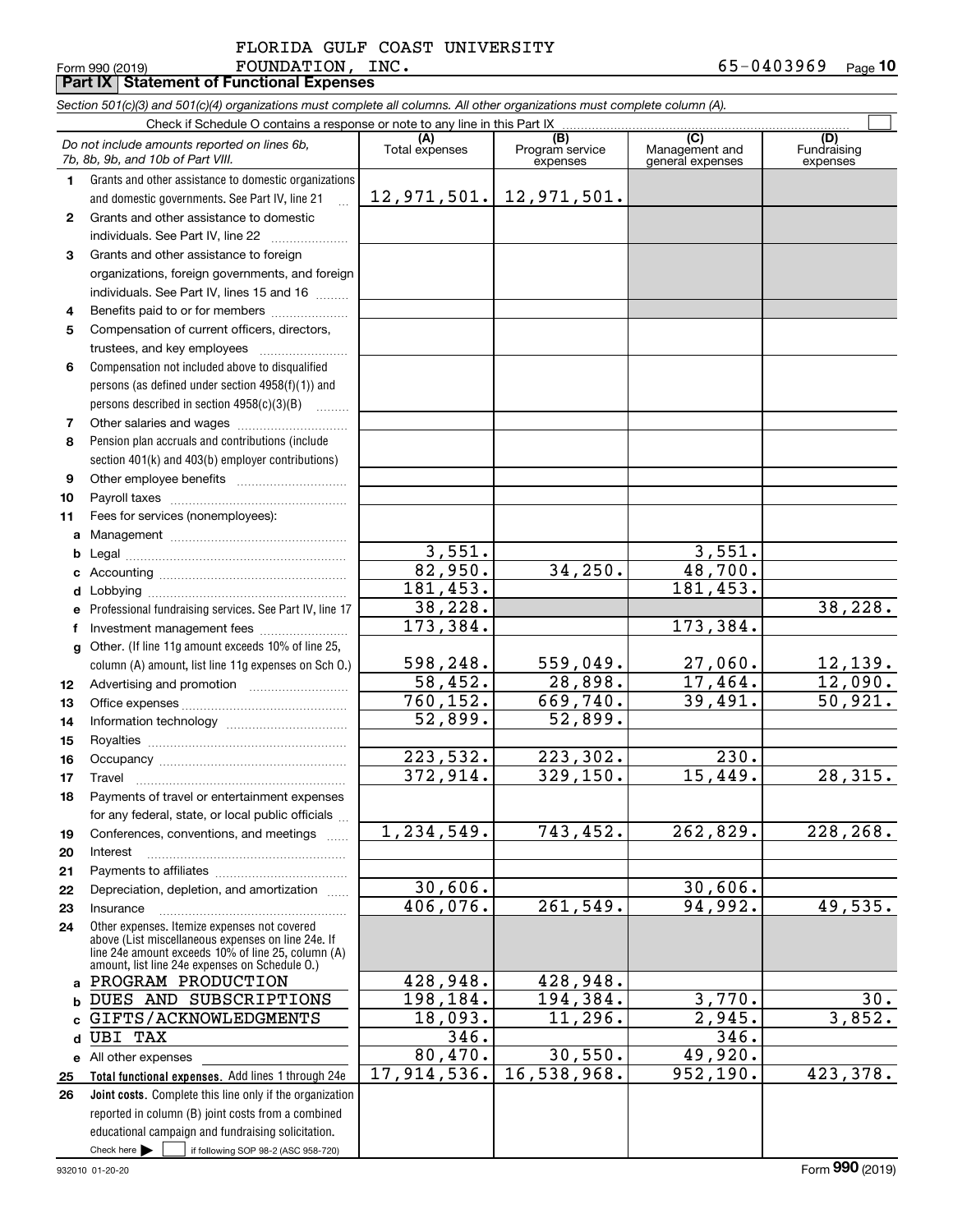FLORIDA GULF COAST UNIVERSITY FOUNDATION, INC. 65-0403969

Form 990 (2019)

## Part IX Statement of Functional Expenses

*Section 501(c)(3) and 501(c)(4) organizations must complete all columns. All other organizations must complete column (A).*

Check if Schedule O contains a response or note to any line in this Part IX ☐

| | *Do not include amounts reported on lines 6b, 7b, 8b, 9b, and 10b of Part VIII.* | (A) Total expenses | (B) Program service expenses | (C) Management and general expenses | (D) Fundraising expenses |
|---|---|---|---|---|---|
| 1 | Grants and other assistance to domestic organizations and domestic governments. See Part IV, line 21 | 12,971,501. | 12,971,501. | | |
| 2 | Grants and other assistance to domestic individuals. See Part IV, line 22 | | | | |
| 3 | Grants and other assistance to foreign organizations, foreign governments, and foreign individuals. See Part IV, lines 15 and 16 | | | | |
| 4 | Benefits paid to or for members | | | | |
| 5 | Compensation of current officers, directors, trustees, and key employees | | | | |
| 6 | Compensation not included above to disqualified persons (as defined under section 4958(f)(1)) and persons described in section 4958(c)(3)(B) | | | | |
| 7 | Other salaries and wages | | | | |
| 8 | Pension plan accruals and contributions (include section 401(k) and 403(b) employer contributions) | | | | |
| 9 | Other employee benefits | | | | |
| 10 | Payroll taxes | | | | |
| 11 | Fees for services (nonemployees): | | | | |
| a | Management | | | | |
| b | Legal | 3,551. | | 3,551. | |
| c | Accounting | 82,950. | 34,250. | 48,700. | |
| d | Lobbying | 181,453. | | 181,453. | |
| e | Professional fundraising services. See Part IV, line 17 | 38,228. | | | 38,228. |
| f | Investment management fees | 173,384. | | 173,384. | |
| g | Other. (If line 11g amount exceeds 10% of line 25, column (A) amount, list line 11g expenses on Sch O.) | 598,248. | 559,049. | 27,060. | 12,139. |
| 12 | Advertising and promotion | 58,452. | 28,898. | 17,464. | 12,090. |
| 13 | Office expenses | 760,152. | 669,740. | 39,491. | 50,921. |
| 14 | Information technology | 52,899. | 52,899. | | |
| 15 | Royalties | | | | |
| 16 | Occupancy | 223,532. | 223,302. | 230. | |
| 17 | Travel | 372,914. | 329,150. | 15,449. | 28,315. |
| 18 | Payments of travel or entertainment expenses for any federal, state, or local public officials | | | | |
| 19 | Conferences, conventions, and meetings | 1,234,549. | 743,452. | 262,829. | 228,268. |
| 20 | Interest | | | | |
| 21 | Payments to affiliates | | | | |
| 22 | Depreciation, depletion, and amortization | 30,606. | | 30,606. | |
| 23 | Insurance | 406,076. | 261,549. | 94,992. | 49,535. |
| 24 | Other expenses. Itemize expenses not covered above (List miscellaneous expenses on line 24e. If line 24e amount exceeds 10% of line 25, column (A) amount, list line 24e expenses on Schedule O.) | | | | |
| a | PROGRAM PRODUCTION | 428,948. | 428,948. | | |
| b | DUES AND SUBSCRIPTIONS | 198,184. | 194,384. | 3,770. | 30. |
| c | GIFTS/ACKNOWLEDGMENTS | 18,093. | 11,296. | 2,945. | 3,852. |
| d | UBI TAX | 346. | | 346. | |
| e | All other expenses | 80,470. | 30,550. | 49,920. | |
| 25 | **Total functional expenses.** Add lines 1 through 24e | 17,914,536. | 16,538,968. | 952,190. | 423,378. |
| 26 | **Joint costs.** Complete this line only if the organization reported in column (B) joint costs from a combined educational campaign and fundraising solicitation. Check here ☐ if following SOP 98-2 (ASC 958-720) | | | | |

932010 01-20-20

Form **990** (2019)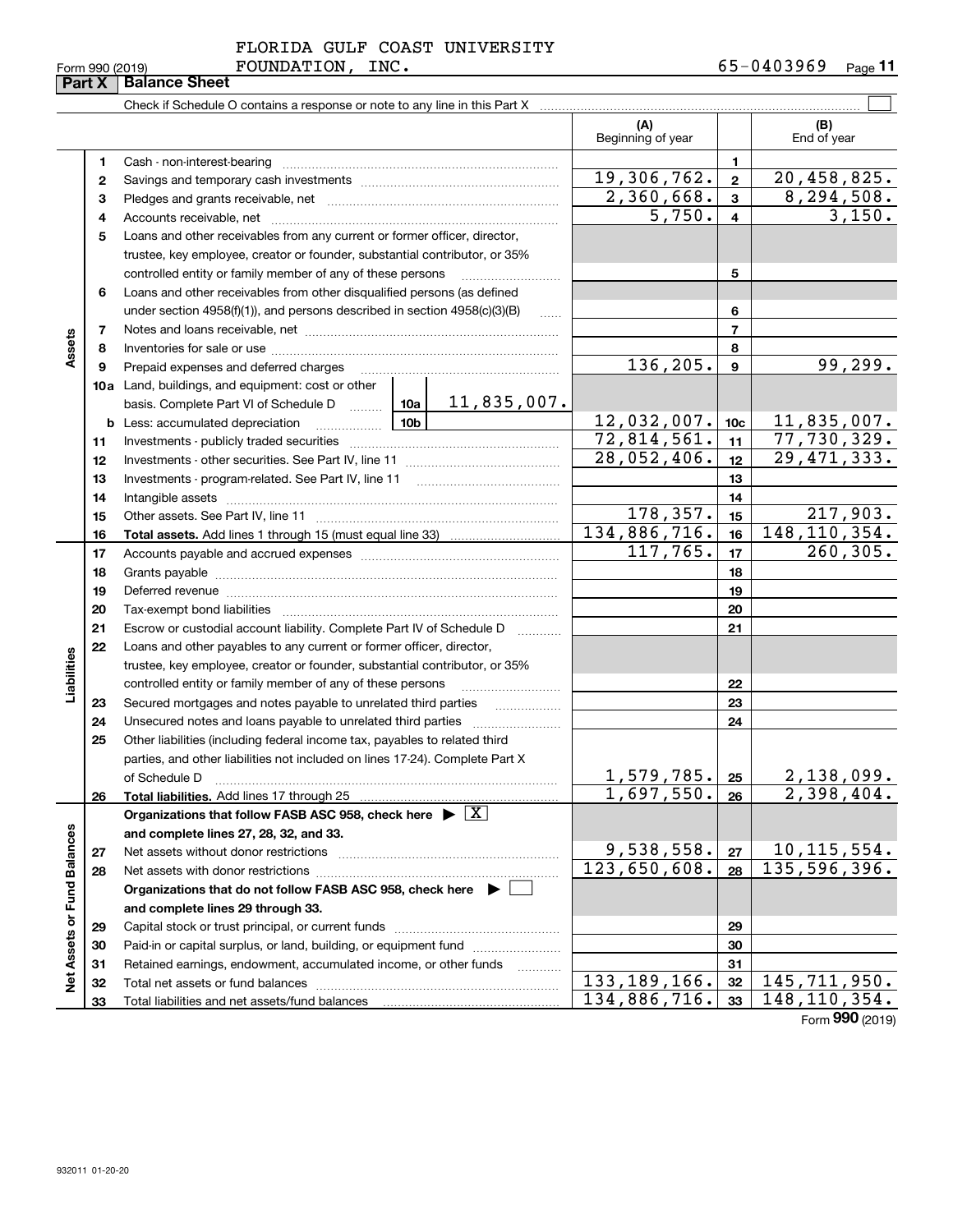FLORIDA GULF COAST UNIVERSITY FOUNDATION, INC. 65-0403969

Form 990 (2019)

## Part X | Balance Sheet

Check if Schedule O contains a response or note to any line in this Part X

| | | | | (A) Beginning of year | | (B) End of year |
|---|---|---|---|---|---|---|
| **Assets** | 1 | Cash - non-interest-bearing | | | 1 | |
| | 2 | Savings and temporary cash investments | | 19,306,762. | 2 | 20,458,825. |
| | 3 | Pledges and grants receivable, net | | 2,360,668. | 3 | 8,294,508. |
| | 4 | Accounts receivable, net | | 5,750. | 4 | 3,150. |
| | 5 | Loans and other receivables from any current or former officer, director, trustee, key employee, creator or founder, substantial contributor, or 35% controlled entity or family member of any of these persons | | | 5 | |
| | 6 | Loans and other receivables from other disqualified persons (as defined under section 4958(f)(1)), and persons described in section 4958(c)(3)(B) | | | 6 | |
| | 7 | Notes and loans receivable, net | | | 7 | |
| | 8 | Inventories for sale or use | | | 8 | |
| | 9 | Prepaid expenses and deferred charges | | 136,205. | 9 | 99,299. |
| | 10a | Land, buildings, and equipment: cost or other basis. Complete Part VI of Schedule D | 10a 11,835,007. | | | |
| | b | Less: accumulated depreciation | 10b | 12,032,007. | 10c | 11,835,007. |
| | 11 | Investments - publicly traded securities | | 72,814,561. | 11 | 77,730,329. |
| | 12 | Investments - other securities. See Part IV, line 11 | | 28,052,406. | 12 | 29,471,333. |
| | 13 | Investments - program-related. See Part IV, line 11 | | | 13 | |
| | 14 | Intangible assets | | | 14 | |
| | 15 | Other assets. See Part IV, line 11 | | 178,357. | 15 | 217,903. |
| | 16 | **Total assets.** Add lines 1 through 15 (must equal line 33) | | 134,886,716. | 16 | 148,110,354. |
| **Liabilities** | 17 | Accounts payable and accrued expenses | | 117,765. | 17 | 260,305. |
| | 18 | Grants payable | | | 18 | |
| | 19 | Deferred revenue | | | 19 | |
| | 20 | Tax-exempt bond liabilities | | | 20 | |
| | 21 | Escrow or custodial account liability. Complete Part IV of Schedule D | | | 21 | |
| | 22 | Loans and other payables to any current or former officer, director, trustee, key employee, creator or founder, substantial contributor, or 35% controlled entity or family member of any of these persons | | | 22 | |
| | 23 | Secured mortgages and notes payable to unrelated third parties | | | 23 | |
| | 24 | Unsecured notes and loans payable to unrelated third parties | | | 24 | |
| | 25 | Other liabilities (including federal income tax, payables to related third parties, and other liabilities not included on lines 17-24). Complete Part X of Schedule D | | 1,579,785. | 25 | 2,138,099. |
| | 26 | **Total liabilities.** Add lines 17 through 25 | | 1,697,550. | 26 | 2,398,404. |
| **Net Assets or Fund Balances** | | **Organizations that follow FASB ASC 958, check here ▶ [X] and complete lines 27, 28, 32, and 33.** | | | | |
| | 27 | Net assets without donor restrictions | | 9,538,558. | 27 | 10,115,554. |
| | 28 | Net assets with donor restrictions | | 123,650,608. | 28 | 135,596,396. |
| | | **Organizations that do not follow FASB ASC 958, check here ▶ [ ] and complete lines 29 through 33.** | | | | |
| | 29 | Capital stock or trust principal, or current funds | | | 29 | |
| | 30 | Paid-in or capital surplus, or land, building, or equipment fund | | | 30 | |
| | 31 | Retained earnings, endowment, accumulated income, or other funds | | | 31 | |
| | 32 | Total net assets or fund balances | | 133,189,166. | 32 | 145,711,950. |
| | 33 | Total liabilities and net assets/fund balances | | 134,886,716. | 33 | 148,110,354. |

Form **990** (2019)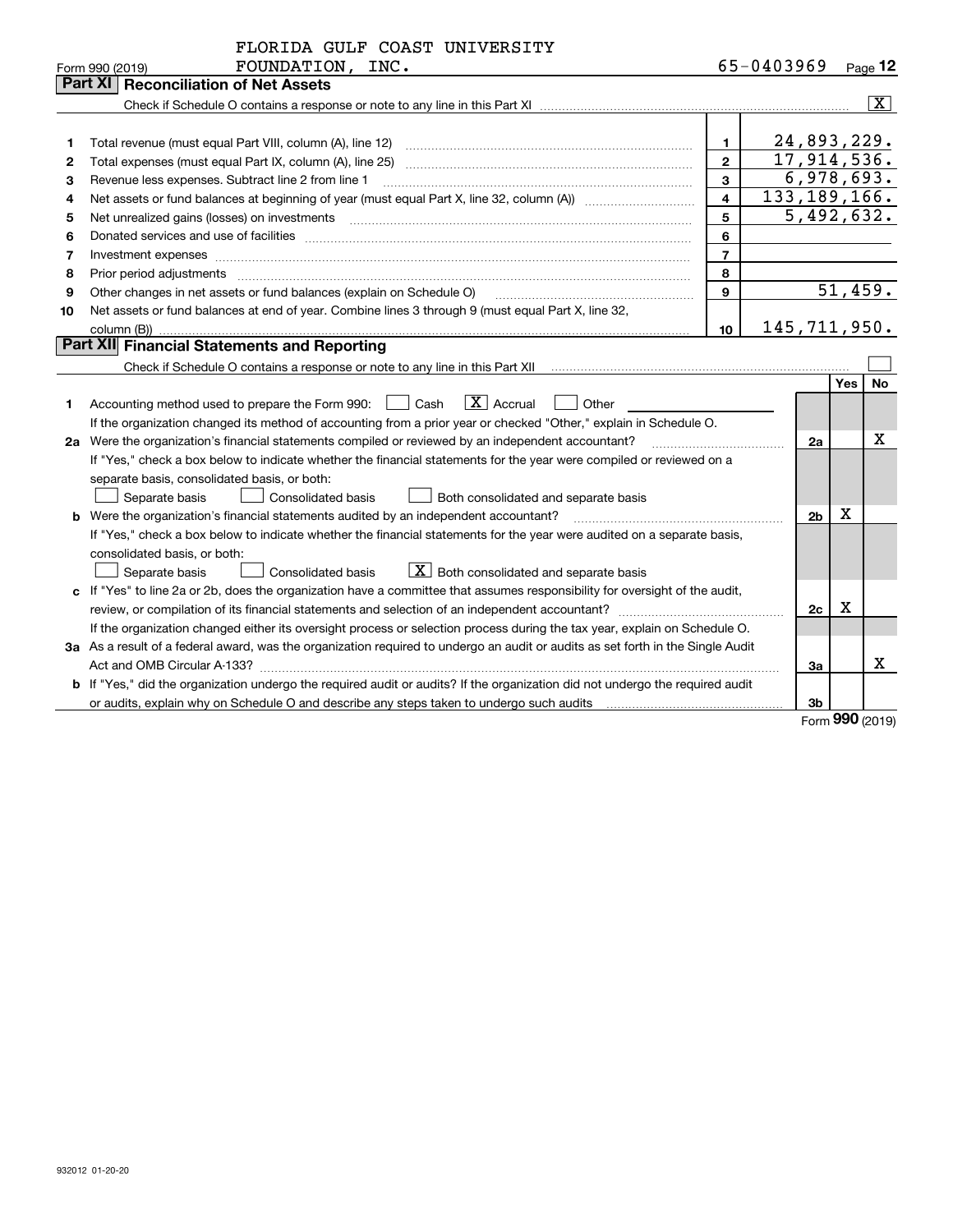FLORIDA GULF COAST UNIVERSITY
Form 990 (2019) FOUNDATION, INC. 65-0403969 Page **12**

## Part XI Reconciliation of Net Assets

Check if Schedule O contains a response or note to any line in this Part XI .......... [X]

| | | | |
|---|---|---|---|
| 1 | Total revenue (must equal Part VIII, column (A), line 12) | 1 | 24,893,229. |
| 2 | Total expenses (must equal Part IX, column (A), line 25) | 2 | 17,914,536. |
| 3 | Revenue less expenses. Subtract line 2 from line 1 | 3 | 6,978,693. |
| 4 | Net assets or fund balances at beginning of year (must equal Part X, line 32, column (A)) | 4 | 133,189,166. |
| 5 | Net unrealized gains (losses) on investments | 5 | 5,492,632. |
| 6 | Donated services and use of facilities | 6 | |
| 7 | Investment expenses | 7 | |
| 8 | Prior period adjustments | 8 | |
| 9 | Other changes in net assets or fund balances (explain on Schedule O) | 9 | 51,459. |
| 10 | Net assets or fund balances at end of year. Combine lines 3 through 9 (must equal Part X, line 32, column (B)) | 10 | 145,711,950. |

## Part XII Financial Statements and Reporting

Check if Schedule O contains a response or note to any line in this Part XII .......... [ ]

| | | | Yes | No |
|---|---|---|---|---|
| 1 | Accounting method used to prepare the Form 990: [ ] Cash [X] Accrual [ ] Other<br>If the organization changed its method of accounting from a prior year or checked "Other," explain in Schedule O. | | | |
| 2a | Were the organization's financial statements compiled or reviewed by an independent accountant?<br>If "Yes," check a box below to indicate whether the financial statements for the year were compiled or reviewed on a separate basis, consolidated basis, or both:<br>[ ] Separate basis [ ] Consolidated basis [ ] Both consolidated and separate basis | 2a | | X |
| b | Were the organization's financial statements audited by an independent accountant?<br>If "Yes," check a box below to indicate whether the financial statements for the year were audited on a separate basis, consolidated basis, or both:<br>[ ] Separate basis [ ] Consolidated basis [X] Both consolidated and separate basis | 2b | X | |
| c | If "Yes" to line 2a or 2b, does the organization have a committee that assumes responsibility for oversight of the audit, review, or compilation of its financial statements and selection of an independent accountant?<br>If the organization changed either its oversight process or selection process during the tax year, explain on Schedule O. | 2c | X | |
| 3a | As a result of a federal award, was the organization required to undergo an audit or audits as set forth in the Single Audit Act and OMB Circular A-133? | 3a | | X |
| b | If "Yes," did the organization undergo the required audit or audits? If the organization did not undergo the required audit or audits, explain why on Schedule O and describe any steps taken to undergo such audits | 3b | | |

Form **990** (2019)

932012 01-20-20